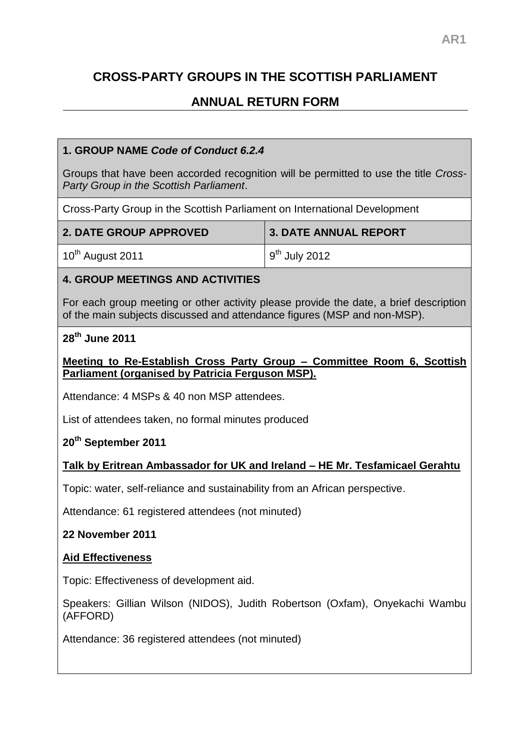# CROSS-PARTY GROUPS IN THE SCOTTISH PARLIAMENT

## ANNUAL RETURN FORM

**1. GROUP NAME *Code of Conduct 6.2.4***

Groups that have been accorded recognition will be permitted to use the title *Cross-Party Group in the Scottish Parliament*.

Cross-Party Group in the Scottish Parliament on International Development

| 2. DATE GROUP APPROVED | 3. DATE ANNUAL REPORT |
|---|---|
| 10th August 2011 | 9th July 2012 |

**4. GROUP MEETINGS AND ACTIVITIES**

For each group meeting or other activity please provide the date, a brief description of the main subjects discussed and attendance figures (MSP and non-MSP).

**28th June 2011**

**Meeting to Re-Establish Cross Party Group – Committee Room 6, Scottish Parliament (organised by Patricia Ferguson MSP).**

Attendance: 4 MSPs & 40 non MSP attendees.

List of attendees taken, no formal minutes produced

**20th September 2011**

**Talk by Eritrean Ambassador for UK and Ireland – HE Mr. Tesfamicael Gerahtu**

Topic: water, self-reliance and sustainability from an African perspective.

Attendance: 61 registered attendees (not minuted)

**22 November 2011**

**Aid Effectiveness**

Topic: Effectiveness of development aid.

Speakers: Gillian Wilson (NIDOS), Judith Robertson (Oxfam), Onyekachi Wambu (AFFORD)

Attendance: 36 registered attendees (not minuted)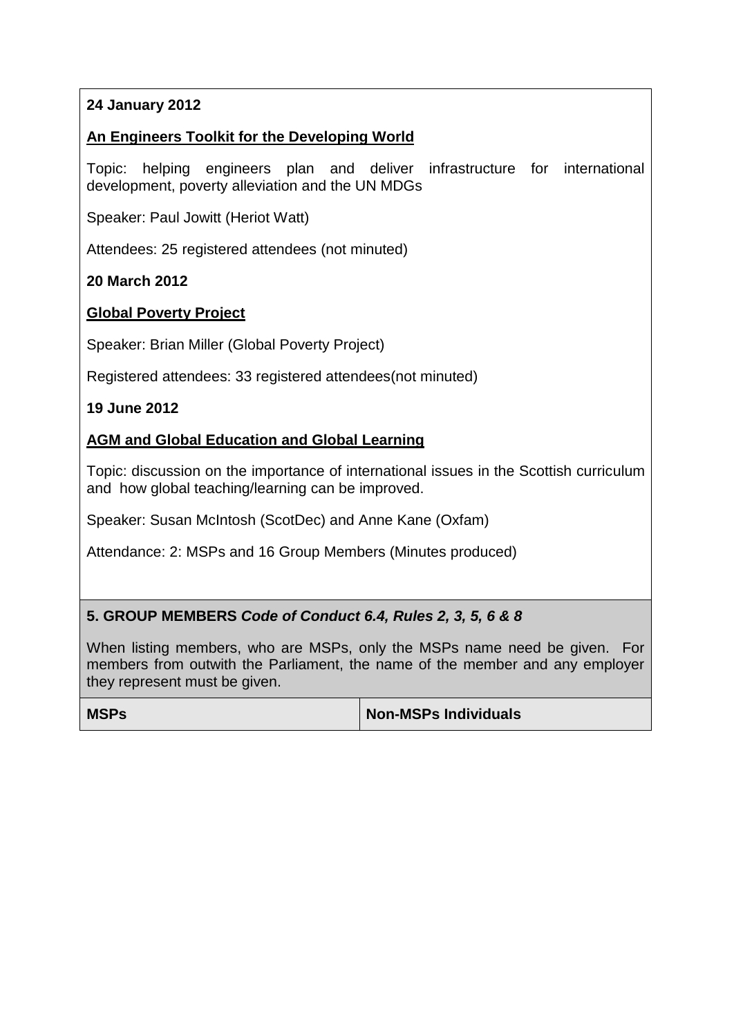**24 January 2012**

**An Engineers Toolkit for the Developing World**

Topic: helping engineers plan and deliver infrastructure for international development, poverty alleviation and the UN MDGs

Speaker: Paul Jowitt (Heriot Watt)

Attendees: 25 registered attendees (not minuted)

**20 March 2012**

**Global Poverty Project**

Speaker: Brian Miller (Global Poverty Project)

Registered attendees: 33 registered attendees(not minuted)

**19 June 2012**

**AGM and Global Education and Global Learning**

Topic: discussion on the importance of international issues in the Scottish curriculum and how global teaching/learning can be improved.

Speaker: Susan McIntosh (ScotDec) and Anne Kane (Oxfam)

Attendance: 2: MSPs and 16 Group Members (Minutes produced)

## 5. GROUP MEMBERS *Code of Conduct 6.4, Rules 2, 3, 5, 6 & 8*

When listing members, who are MSPs, only the MSPs name need be given. For members from outwith the Parliament, the name of the member and any employer they represent must be given.

| MSPs | Non-MSPs Individuals |
|---|---|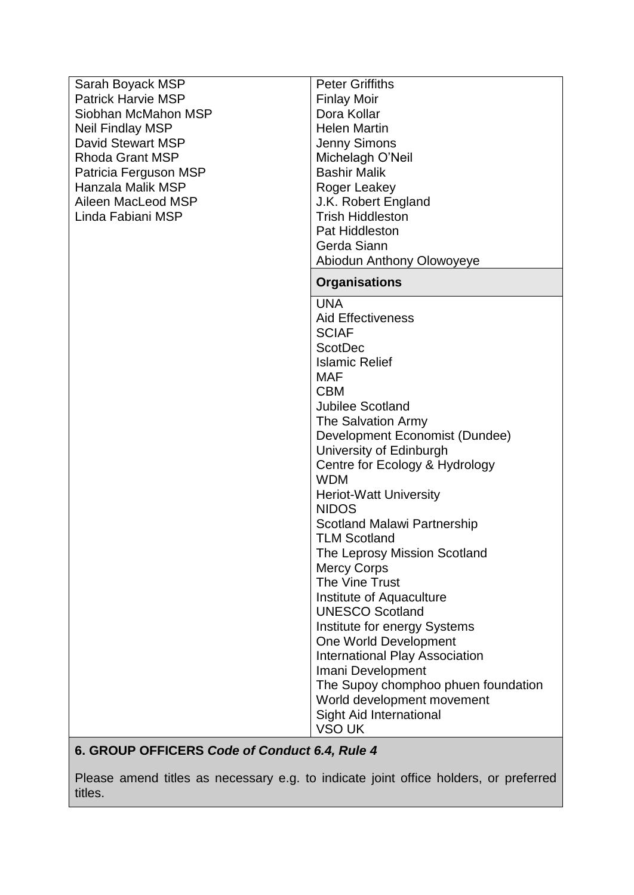| | |
|---|---|
| Sarah Boyack MSP<br>Patrick Harvie MSP<br>Siobhan McMahon MSP<br>Neil Findlay MSP<br>David Stewart MSP<br>Rhoda Grant MSP<br>Patricia Ferguson MSP<br>Hanzala Malik MSP<br>Aileen MacLeod MSP<br>Linda Fabiani MSP | Peter Griffiths<br>Finlay Moir<br>Dora Kollar<br>Helen Martin<br>Jenny Simons<br>Michelagh O'Neil<br>Bashir Malik<br>Roger Leakey<br>J.K. Robert England<br>Trish Hiddleston<br>Pat Hiddleston<br>Gerda Siann<br>Abiodun Anthony Olowoyeye |
| | **Organisations** |
| | UNA<br>Aid Effectiveness<br>SCIAF<br>ScotDec<br>Islamic Relief<br>MAF<br>CBM<br>Jubilee Scotland<br>The Salvation Army<br>Development Economist (Dundee)<br>University of Edinburgh<br>Centre for Ecology & Hydrology<br>WDM<br>Heriot-Watt University<br>NIDOS<br>Scotland Malawi Partnership<br>TLM Scotland<br>The Leprosy Mission Scotland<br>Mercy Corps<br>The Vine Trust<br>Institute of Aquaculture<br>UNESCO Scotland<br>Institute for energy Systems<br>One World Development<br>International Play Association<br>Imani Development<br>The Supoy chomphoo phuen foundation<br>World development movement<br>Sight Aid International<br>VSO UK |

**6. GROUP OFFICERS** ***Code of Conduct 6.4, Rule 4***

Please amend titles as necessary e.g. to indicate joint office holders, or preferred titles.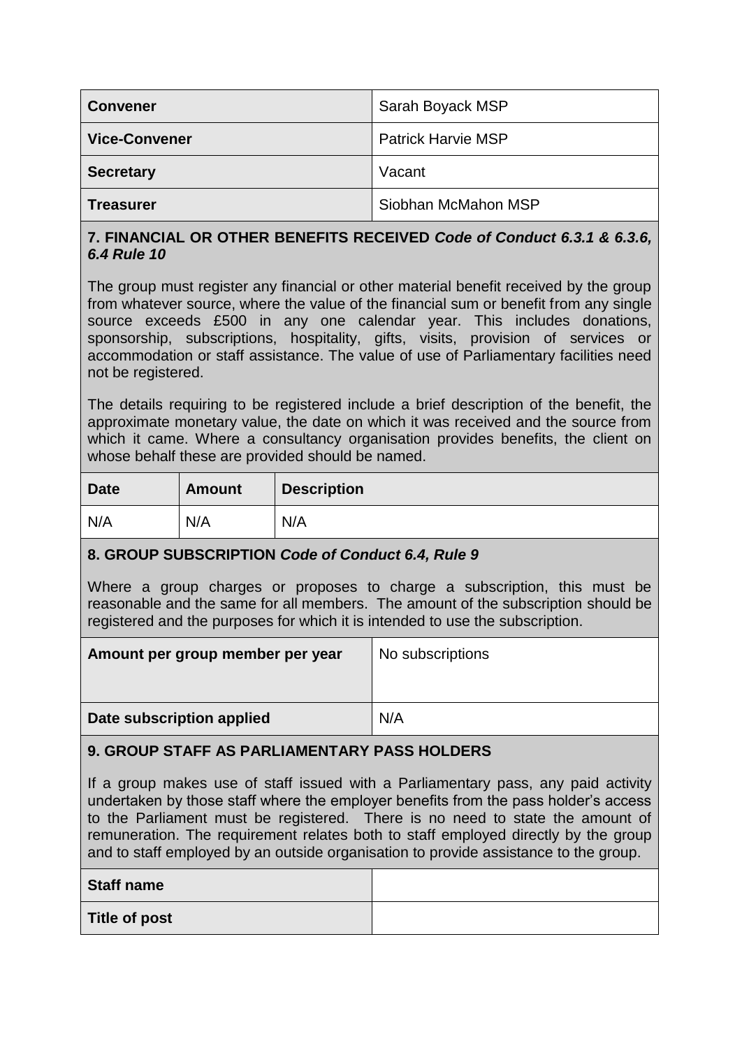| Convener | Sarah Boyack MSP |
| --- | --- |
| Vice-Convener | Patrick Harvie MSP |
| Secretary | Vacant |
| Treasurer | Siobhan McMahon MSP |

## 7. FINANCIAL OR OTHER BENEFITS RECEIVED *Code of Conduct 6.3.1 & 6.3.6, 6.4 Rule 10*

The group must register any financial or other material benefit received by the group from whatever source, where the value of the financial sum or benefit from any single source exceeds £500 in any one calendar year. This includes donations, sponsorship, subscriptions, hospitality, gifts, visits, provision of services or accommodation or staff assistance. The value of use of Parliamentary facilities need not be registered.

The details requiring to be registered include a brief description of the benefit, the approximate monetary value, the date on which it was received and the source from which it came. Where a consultancy organisation provides benefits, the client on whose behalf these are provided should be named.

| Date | Amount | Description |
| --- | --- | --- |
| N/A | N/A | N/A |

## 8. GROUP SUBSCRIPTION *Code of Conduct 6.4, Rule 9*

Where a group charges or proposes to charge a subscription, this must be reasonable and the same for all members. The amount of the subscription should be registered and the purposes for which it is intended to use the subscription.

| Amount per group member per year | No subscriptions |
| --- | --- |
| Date subscription applied | N/A |

## 9. GROUP STAFF AS PARLIAMENTARY PASS HOLDERS

If a group makes use of staff issued with a Parliamentary pass, any paid activity undertaken by those staff where the employer benefits from the pass holder's access to the Parliament must be registered. There is no need to state the amount of remuneration. The requirement relates both to staff employed directly by the group and to staff employed by an outside organisation to provide assistance to the group.

| Staff name | |
| --- | --- |
| Title of post | |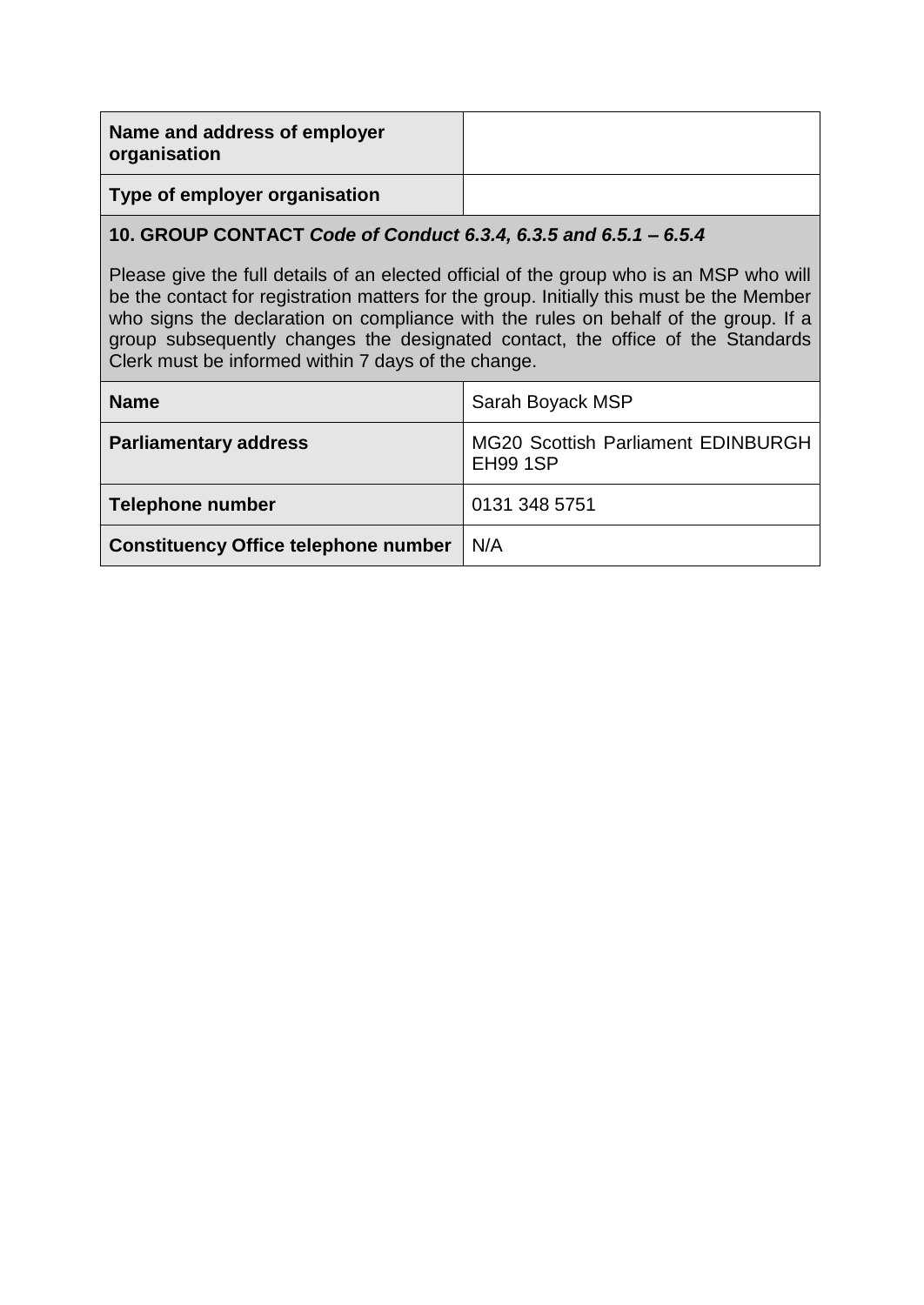| | |
|---|---|
| **Name and address of employer organisation** | |
| **Type of employer organisation** | |

## 10. GROUP CONTACT *Code of Conduct 6.3.4, 6.3.5 and 6.5.1 – 6.5.4*

Please give the full details of an elected official of the group who is an MSP who will be the contact for registration matters for the group. Initially this must be the Member who signs the declaration on compliance with the rules on behalf of the group. If a group subsequently changes the designated contact, the office of the Standards Clerk must be informed within 7 days of the change.

| | |
|---|---|
| **Name** | Sarah Boyack MSP |
| **Parliamentary address** | MG20 Scottish Parliament EDINBURGH EH99 1SP |
| **Telephone number** | 0131 348 5751 |
| **Constituency Office telephone number** | N/A |